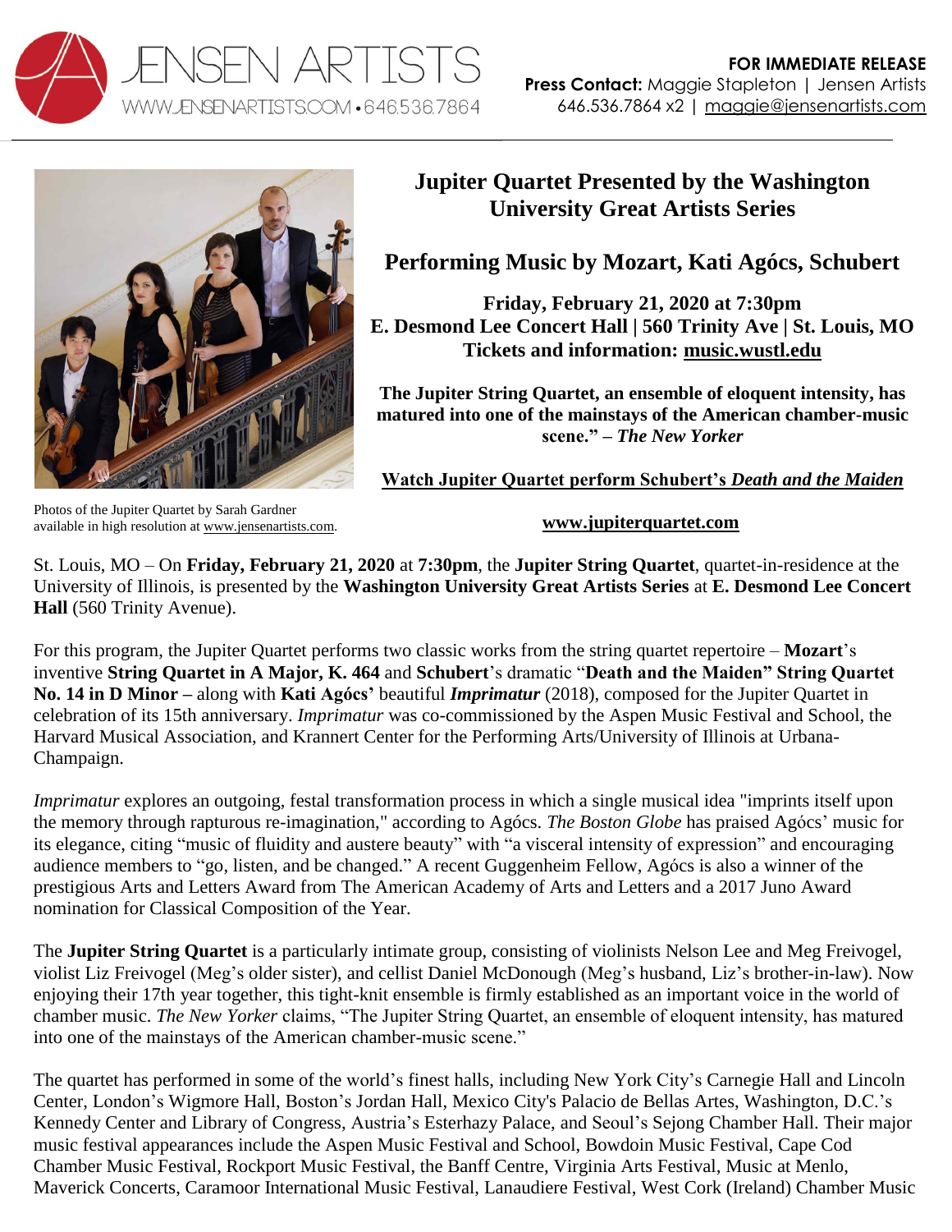JENSEN ARTISTS
WWW.JENSENARTISTS.COM • 646.536.7864

**FOR IMMEDIATE RELEASE**
**Press Contact:** Maggie Stapleton | Jensen Artists
646.536.7864 x2 | maggie@jensenartists.com

Photos of the Jupiter Quartet by Sarah Gardner available in high resolution at www.jensenartists.com.

# Jupiter Quartet Presented by the Washington University Great Artists Series

## Performing Music by Mozart, Kati Agócs, Schubert

**Friday, February 21, 2020 at 7:30pm**
**E. Desmond Lee Concert Hall | 560 Trinity Ave | St. Louis, MO**
**Tickets and information: music.wustl.edu**

**The Jupiter String Quartet, an ensemble of eloquent intensity, has matured into one of the mainstays of the American chamber-music scene." – *The New Yorker***

**Watch Jupiter Quartet perform Schubert's *Death and the Maiden***

**www.jupiterquartet.com**

St. Louis, MO – On **Friday, February 21, 2020** at **7:30pm**, the **Jupiter String Quartet**, quartet-in-residence at the University of Illinois, is presented by the **Washington University Great Artists Series** at **E. Desmond Lee Concert Hall** (560 Trinity Avenue).

For this program, the Jupiter Quartet performs two classic works from the string quartet repertoire – **Mozart**'s inventive **String Quartet in A Major, K. 464** and **Schubert**'s dramatic "**Death and the Maiden" String Quartet No. 14 in D Minor –** along with **Kati Agócs'** beautiful ***Imprimatur*** (2018), composed for the Jupiter Quartet in celebration of its 15th anniversary. *Imprimatur* was co-commissioned by the Aspen Music Festival and School, the Harvard Musical Association, and Krannert Center for the Performing Arts/University of Illinois at Urbana-Champaign.

*Imprimatur* explores an outgoing, festal transformation process in which a single musical idea "imprints itself upon the memory through rapturous re-imagination," according to Agócs. *The Boston Globe* has praised Agócs' music for its elegance, citing "music of fluidity and austere beauty" with "a visceral intensity of expression" and encouraging audience members to "go, listen, and be changed." A recent Guggenheim Fellow, Agócs is also a winner of the prestigious Arts and Letters Award from The American Academy of Arts and Letters and a 2017 Juno Award nomination for Classical Composition of the Year.

The **Jupiter String Quartet** is a particularly intimate group, consisting of violinists Nelson Lee and Meg Freivogel, violist Liz Freivogel (Meg's older sister), and cellist Daniel McDonough (Meg's husband, Liz's brother-in-law). Now enjoying their 17th year together, this tight-knit ensemble is firmly established as an important voice in the world of chamber music. *The New Yorker* claims, "The Jupiter String Quartet, an ensemble of eloquent intensity, has matured into one of the mainstays of the American chamber-music scene."

The quartet has performed in some of the world's finest halls, including New York City's Carnegie Hall and Lincoln Center, London's Wigmore Hall, Boston's Jordan Hall, Mexico City's Palacio de Bellas Artes, Washington, D.C.'s Kennedy Center and Library of Congress, Austria's Esterhazy Palace, and Seoul's Sejong Chamber Hall. Their major music festival appearances include the Aspen Music Festival and School, Bowdoin Music Festival, Cape Cod Chamber Music Festival, Rockport Music Festival, the Banff Centre, Virginia Arts Festival, Music at Menlo, Maverick Concerts, Caramoor International Music Festival, Lanaudiere Festival, West Cork (Ireland) Chamber Music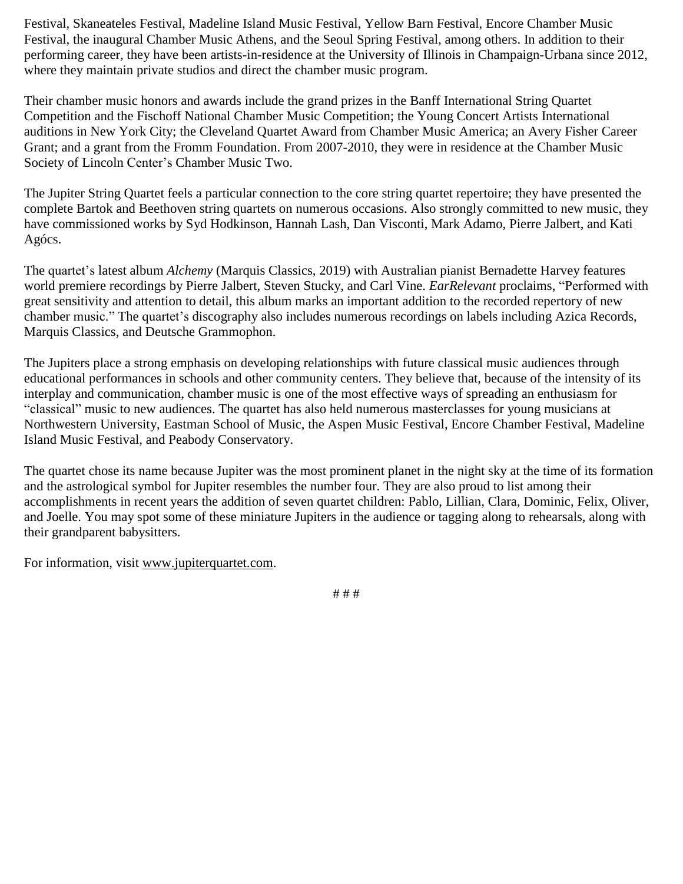Festival, Skaneateles Festival, Madeline Island Music Festival, Yellow Barn Festival, Encore Chamber Music Festival, the inaugural Chamber Music Athens, and the Seoul Spring Festival, among others. In addition to their performing career, they have been artists-in-residence at the University of Illinois in Champaign-Urbana since 2012, where they maintain private studios and direct the chamber music program.

Their chamber music honors and awards include the grand prizes in the Banff International String Quartet Competition and the Fischoff National Chamber Music Competition; the Young Concert Artists International auditions in New York City; the Cleveland Quartet Award from Chamber Music America; an Avery Fisher Career Grant; and a grant from the Fromm Foundation. From 2007-2010, they were in residence at the Chamber Music Society of Lincoln Center's Chamber Music Two.

The Jupiter String Quartet feels a particular connection to the core string quartet repertoire; they have presented the complete Bartok and Beethoven string quartets on numerous occasions. Also strongly committed to new music, they have commissioned works by Syd Hodkinson, Hannah Lash, Dan Visconti, Mark Adamo, Pierre Jalbert, and Kati Agócs.

The quartet's latest album *Alchemy* (Marquis Classics, 2019) with Australian pianist Bernadette Harvey features world premiere recordings by Pierre Jalbert, Steven Stucky, and Carl Vine. *EarRelevant* proclaims, "Performed with great sensitivity and attention to detail, this album marks an important addition to the recorded repertory of new chamber music." The quartet's discography also includes numerous recordings on labels including Azica Records, Marquis Classics, and Deutsche Grammophon.

The Jupiters place a strong emphasis on developing relationships with future classical music audiences through educational performances in schools and other community centers. They believe that, because of the intensity of its interplay and communication, chamber music is one of the most effective ways of spreading an enthusiasm for "classical" music to new audiences. The quartet has also held numerous masterclasses for young musicians at Northwestern University, Eastman School of Music, the Aspen Music Festival, Encore Chamber Festival, Madeline Island Music Festival, and Peabody Conservatory.

The quartet chose its name because Jupiter was the most prominent planet in the night sky at the time of its formation and the astrological symbol for Jupiter resembles the number four. They are also proud to list among their accomplishments in recent years the addition of seven quartet children: Pablo, Lillian, Clara, Dominic, Felix, Oliver, and Joelle. You may spot some of these miniature Jupiters in the audience or tagging along to rehearsals, along with their grandparent babysitters.

For information, visit www.jupiterquartet.com.

# # #